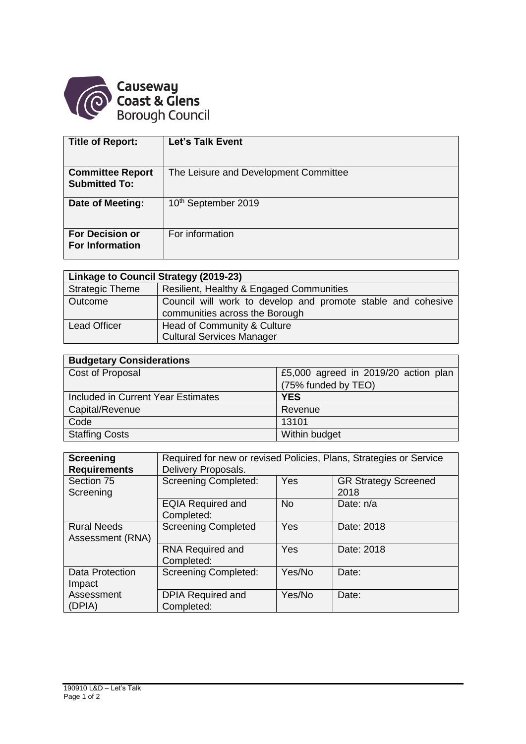Causeway Coast & Glens Borough Council

| **Title of Report:** | **Let's Talk Event** |
|---|---|
| **Committee Report Submitted To:** | The Leisure and Development Committee |
| **Date of Meeting:** | 10th September 2019 |
| **For Decision or For Information** | For information |

| **Linkage to Council Strategy (2019-23)** | |
|---|---|
| Strategic Theme | Resilient, Healthy & Engaged Communities |
| Outcome | Council will work to develop and promote stable and cohesive communities across the Borough |
| Lead Officer | Head of Community & Culture<br>Cultural Services Manager |

| **Budgetary Considerations** | |
|---|---|
| Cost of Proposal | £5,000 agreed in 2019/20 action plan (75% funded by TEO) |
| Included in Current Year Estimates | **YES** |
| Capital/Revenue | Revenue |
| Code | 13101 |
| Staffing Costs | Within budget |

| **Screening Requirements** | Required for new or revised Policies, Plans, Strategies or Service Delivery Proposals. | | |
|---|---|---|---|
| Section 75 Screening | Screening Completed: | Yes | GR Strategy Screened 2018 |
| | EQIA Required and Completed: | No | Date: n/a |
| Rural Needs Assessment (RNA) | Screening Completed | Yes | Date: 2018 |
| | RNA Required and Completed: | Yes | Date: 2018 |
| Data Protection Impact Assessment (DPIA) | Screening Completed: | Yes/No | Date: |
| | DPIA Required and Completed: | Yes/No | Date: |

190910 L&D – Let's Talk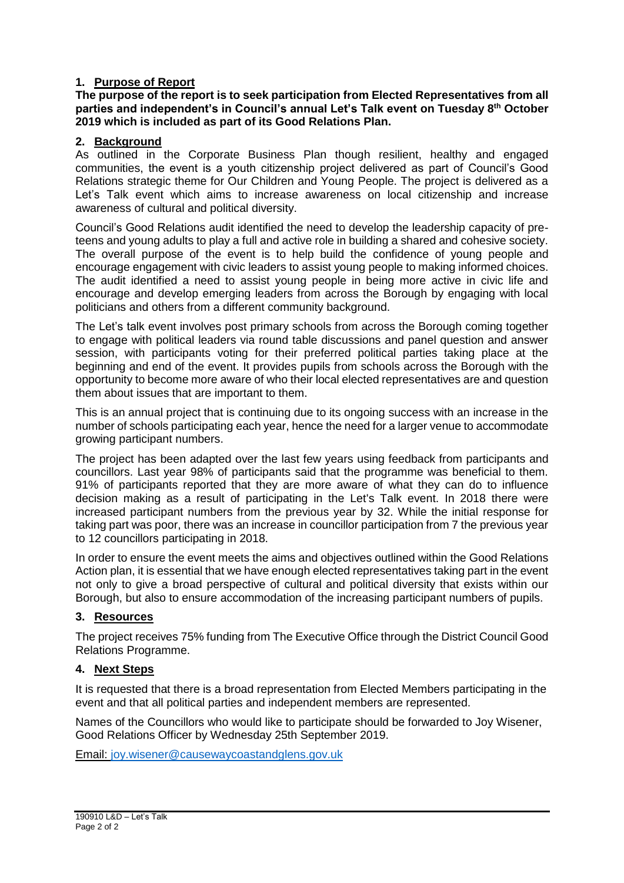## 1. Purpose of Report

**The purpose of the report is to seek participation from Elected Representatives from all parties and independent's in Council's annual Let's Talk event on Tuesday 8th October 2019 which is included as part of its Good Relations Plan.**

## 2. Background

As outlined in the Corporate Business Plan though resilient, healthy and engaged communities, the event is a youth citizenship project delivered as part of Council's Good Relations strategic theme for Our Children and Young People. The project is delivered as a Let's Talk event which aims to increase awareness on local citizenship and increase awareness of cultural and political diversity.

Council's Good Relations audit identified the need to develop the leadership capacity of pre-teens and young adults to play a full and active role in building a shared and cohesive society. The overall purpose of the event is to help build the confidence of young people and encourage engagement with civic leaders to assist young people to making informed choices. The audit identified a need to assist young people in being more active in civic life and encourage and develop emerging leaders from across the Borough by engaging with local politicians and others from a different community background.

The Let's talk event involves post primary schools from across the Borough coming together to engage with political leaders via round table discussions and panel question and answer session, with participants voting for their preferred political parties taking place at the beginning and end of the event. It provides pupils from schools across the Borough with the opportunity to become more aware of who their local elected representatives are and question them about issues that are important to them.

This is an annual project that is continuing due to its ongoing success with an increase in the number of schools participating each year, hence the need for a larger venue to accommodate growing participant numbers.

The project has been adapted over the last few years using feedback from participants and councillors. Last year 98% of participants said that the programme was beneficial to them. 91% of participants reported that they are more aware of what they can do to influence decision making as a result of participating in the Let's Talk event. In 2018 there were increased participant numbers from the previous year by 32. While the initial response for taking part was poor, there was an increase in councillor participation from 7 the previous year to 12 councillors participating in 2018.

In order to ensure the event meets the aims and objectives outlined within the Good Relations Action plan, it is essential that we have enough elected representatives taking part in the event not only to give a broad perspective of cultural and political diversity that exists within our Borough, but also to ensure accommodation of the increasing participant numbers of pupils.

## 3. Resources

The project receives 75% funding from The Executive Office through the District Council Good Relations Programme.

## 4. Next Steps

It is requested that there is a broad representation from Elected Members participating in the event and that all political parties and independent members are represented.

Names of the Councillors who would like to participate should be forwarded to Joy Wisener, Good Relations Officer by Wednesday 25th September 2019.

Email: joy.wisener@causewaycoastandglens.gov.uk

190910 L&D – Let's Talk